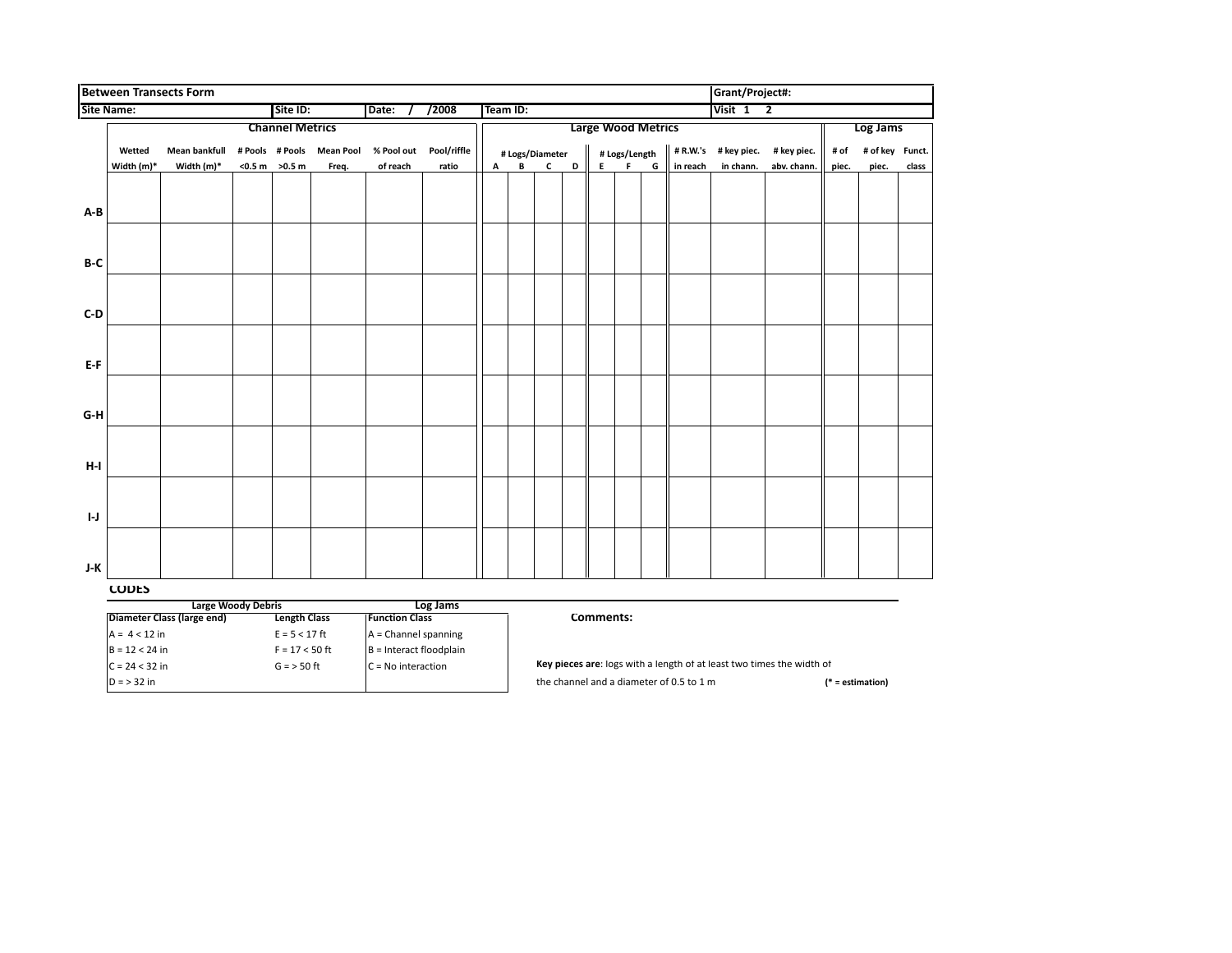# Between Transects Form

| Grant/Project#: | |
|---|---|

| Site Name: | Site ID: | Date: / /2008 | Team ID: | Visit 1 2 |
|---|---|---|---|---|

| | Channel Metrics | | | | | | | Large Wood Metrics | | | | | | | | | | | Log Jams | | |
|---|---|---|---|---|---|---|---|---|---|---|---|---|---|---|---|---|---|---|---|---|---|
| | Wetted Width (m)* | Mean bankfull Width (m)* | # Pools <0.5 m | # Pools >0.5 m | Mean Pool Freq. | % Pool out of reach | Pool/riffle ratio | # Logs/Diameter A | B | C | D | # Logs/Length E | F | G | # R.W.'s in reach | # key piec. in chann. | # key piec. abv. chann. | # of piec. | # of key piec. | Funct. class |
| A-B | | | | | | | | | | | | | | | | | | | | |
| B-C | | | | | | | | | | | | | | | | | | | | |
| C-D | | | | | | | | | | | | | | | | | | | | |
| E-F | | | | | | | | | | | | | | | | | | | | |
| G-H | | | | | | | | | | | | | | | | | | | | |
| H-I | | | | | | | | | | | | | | | | | | | | |
| I-J | | | | | | | | | | | | | | | | | | | | |
| J-K | | | | | | | | | | | | | | | | | | | | |

## CODES

| Large Woody Debris | | Log Jams |
|---|---|---|
| **Diameter Class (large end)** | **Length Class** | **Function Class** |
| A = 4 < 12 in | E = 5 < 17 ft | A = Channel spanning |
| B = 12 < 24 in | F = 17 < 50 ft | B = Interact floodplain |
| C = 24 < 32 in | G = > 50 ft | C = No interaction |
| D = > 32 in | | |

**Comments:**

**Key pieces are**: logs with a length of at least two times the width of the channel and a diameter of 0.5 to 1 m

**(* = estimation)**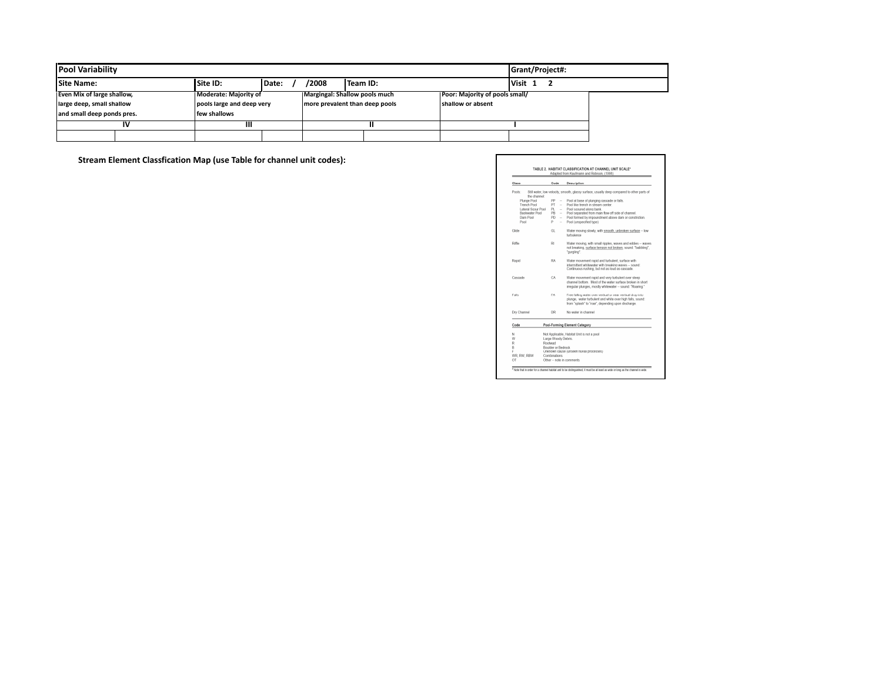| Pool Variability | | | | | | Grant/Project#: |
|---|---|---|---|---|---|---|
| Site Name: | Site ID: | Date: / /2008 | Team ID: | | | Visit 1 2 |

| Even Mix of large shallow, large deep, small shallow and small deep ponds pres. | | Moderate: Majority of pools large and deep very few shallows | | Margingal: Shallow pools much more prevalent than deep pools | | Poor: Majority of pools small/ shallow or absent | |
|---|---|---|---|---|---|---|---|
| IV | | III | | II | | I | |
| | | | | | | | |

**Stream Element Classfication Map (use Table for channel unit codes):**

TABLE 2. HABITAT CLASSIFICATION AT CHANNEL UNIT SCALE[a]
Adapted from Kaufmann and Robison, (1998)

| Class | Code | Description |
|---|---|---|
| Pools: Still water, low velocity, smooth, glassy surface, usually deep compared to other parts of the channel: | | |
| Plunge Pool | PP | -- Pool at base of plunging cascade or falls. |
| Trench Pool | PT | -- Pool like trench in stream center. |
| Lateral Scour Pool | PL | -- Pool scoured along bank |
| Backwater Pool | PB | -- Pool separated from main flow off side of channel. |
| Dam Pool | PD | -- Pool formed by impoundment above dam or constriction. |
| Pool | P | -- Pool (unspecified type) |
| Glide | GL | Water moving slowly, with smooth, unbroken surface -- low turbulence |
| Riffle | RI | Water moving, with small ripples, waves and eddies -- waves not breaking, surface tension not broken, sound: "babbling", "gurgling" |
| Rapid | RA | Water movement rapid and turbulent, surface with intermittent whitewater with breaking waves -- sound: Continuous rushing, but not as loud as cascade. |
| Cascade | CA | Water movement rapid and very turbulent over steep channel bottom. Most of the water surface broken in short irregular plunges, mostly whitewater -- sound: "Roaring." |
| Falls | FA | Free falling water over vertical or near vertical drop into plunge, water turbulent and white over high falls, sound: from "splash" to "roar", depending upon discharge. |
| Dry Channel | DR | No water in channel |

| Code | Pool-Forming Element Category |
|---|---|
| N | Not Applicable, Habitat Unit is not a pool |
| W | Large Woody Debris. |
| R | Rootwad |
| B | Boulder or Bedrock |
| F | Unknown cause (unseen fluvial processes) |
| WR, RW, RBW | Combinations |
| OT | Other -- note in comments |

[a] Note that in order for a channel habitat unit to be distinguished, it must be at least as wide or long as the channel is wide.